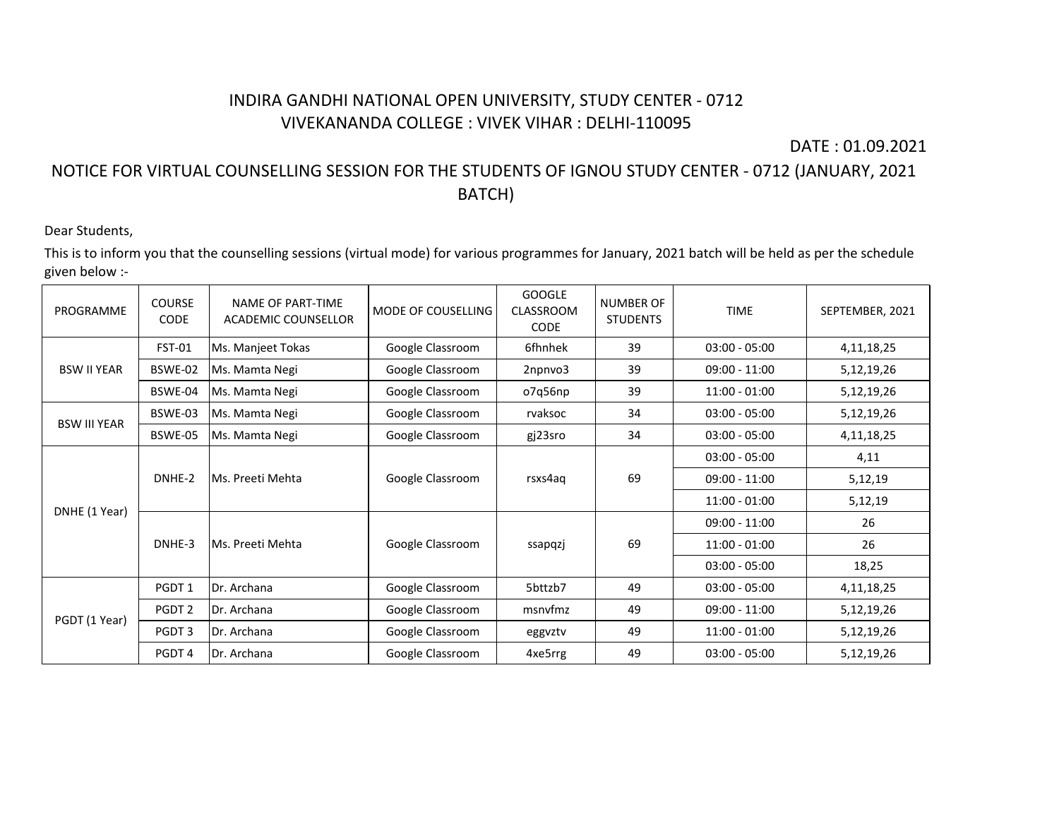# INDIRA GANDHI NATIONAL OPEN UNIVERSITY, STUDY CENTER - 0712
## VIVEKANANDA COLLEGE : VIVEK VIHAR : DELHI-110095

DATE : 01.09.2021

## NOTICE FOR VIRTUAL COUNSELLING SESSION FOR THE STUDENTS OF IGNOU STUDY CENTER - 0712 (JANUARY, 2021 BATCH)

Dear Students,

This is to inform you that the counselling sessions (virtual mode) for various programmes for January, 2021 batch will be held as per the schedule given below :-

| PROGRAMME | COURSE CODE | NAME OF PART-TIME ACADEMIC COUNSELLOR | MODE OF COUSELLING | GOOGLE CLASSROOM CODE | NUMBER OF STUDENTS | TIME | SEPTEMBER, 2021 |
|---|---|---|---|---|---|---|---|
| BSW II YEAR | FST-01 | Ms. Manjeet Tokas | Google Classroom | 6fhnhek | 39 | 03:00 - 05:00 | 4,11,18,25 |
| | BSWE-02 | Ms. Mamta Negi | Google Classroom | 2npnvo3 | 39 | 09:00 - 11:00 | 5,12,19,26 |
| | BSWE-04 | Ms. Mamta Negi | Google Classroom | o7q56np | 39 | 11:00 - 01:00 | 5,12,19,26 |
| BSW III YEAR | BSWE-03 | Ms. Mamta Negi | Google Classroom | rvaksoc | 34 | 03:00 - 05:00 | 5,12,19,26 |
| | BSWE-05 | Ms. Mamta Negi | Google Classroom | gj23sro | 34 | 03:00 - 05:00 | 4,11,18,25 |
| DNHE (1 Year) | DNHE-2 | Ms. Preeti Mehta | Google Classroom | rsxs4aq | 69 | 03:00 - 05:00 | 4,11 |
| | | | | | | 09:00 - 11:00 | 5,12,19 |
| | | | | | | 11:00 - 01:00 | 5,12,19 |
| | DNHE-3 | Ms. Preeti Mehta | Google Classroom | ssapqzj | 69 | 09:00 - 11:00 | 26 |
| | | | | | | 11:00 - 01:00 | 26 |
| | | | | | | 03:00 - 05:00 | 18,25 |
| PGDT (1 Year) | PGDT 1 | Dr. Archana | Google Classroom | 5bttzb7 | 49 | 03:00 - 05:00 | 4,11,18,25 |
| | PGDT 2 | Dr. Archana | Google Classroom | msnvfmz | 49 | 09:00 - 11:00 | 5,12,19,26 |
| | PGDT 3 | Dr. Archana | Google Classroom | eggvztv | 49 | 11:00 - 01:00 | 5,12,19,26 |
| | PGDT 4 | Dr. Archana | Google Classroom | 4xe5rrg | 49 | 03:00 - 05:00 | 5,12,19,26 |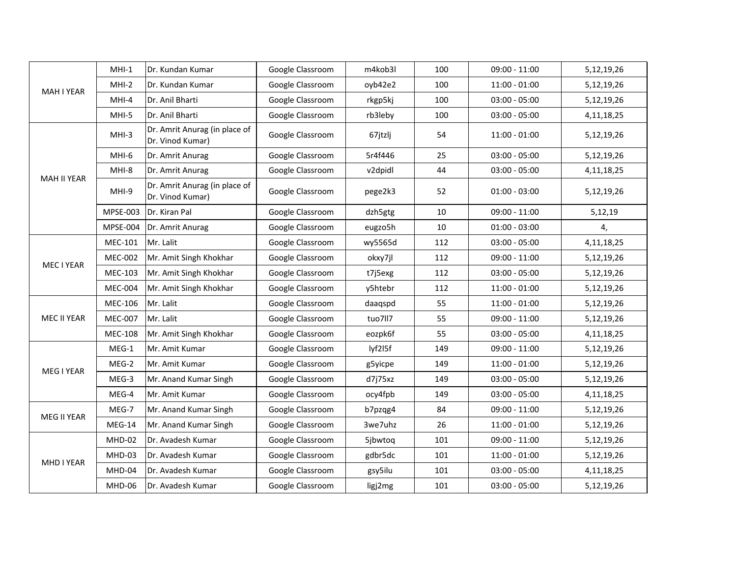|  |  |  |  |  |  |  |  |
|---|---|---|---|---|---|---|---|
| MAH I YEAR | MHI-1 | Dr. Kundan Kumar | Google Classroom | m4kob3l | 100 | 09:00 - 11:00 | 5,12,19,26 |
| | MHI-2 | Dr. Kundan Kumar | Google Classroom | oyb42e2 | 100 | 11:00 - 01:00 | 5,12,19,26 |
| | MHI-4 | Dr. Anil Bharti | Google Classroom | rkgp5kj | 100 | 03:00 - 05:00 | 5,12,19,26 |
| | MHI-5 | Dr. Anil Bharti | Google Classroom | rb3leby | 100 | 03:00 - 05:00 | 4,11,18,25 |
| MAH II YEAR | MHI-3 | Dr. Amrit Anurag (in place of Dr. Vinod Kumar) | Google Classroom | 67jtzlj | 54 | 11:00 - 01:00 | 5,12,19,26 |
| | MHI-6 | Dr. Amrit Anurag | Google Classroom | 5r4f446 | 25 | 03:00 - 05:00 | 5,12,19,26 |
| | MHI-8 | Dr. Amrit Anurag | Google Classroom | v2dpidl | 44 | 03:00 - 05:00 | 4,11,18,25 |
| | MHI-9 | Dr. Amrit Anurag (in place of Dr. Vinod Kumar) | Google Classroom | pege2k3 | 52 | 01:00 - 03:00 | 5,12,19,26 |
| | MPSE-003 | Dr. Kiran Pal | Google Classroom | dzh5gtg | 10 | 09:00 - 11:00 | 5,12,19 |
| | MPSE-004 | Dr. Amrit Anurag | Google Classroom | eugzo5h | 10 | 01:00 - 03:00 | 4, |
| MEC I YEAR | MEC-101 | Mr. Lalit | Google Classroom | wy5565d | 112 | 03:00 - 05:00 | 4,11,18,25 |
| | MEC-002 | Mr. Amit Singh Khokhar | Google Classroom | okxy7jl | 112 | 09:00 - 11:00 | 5,12,19,26 |
| | MEC-103 | Mr. Amit Singh Khokhar | Google Classroom | t7j5exg | 112 | 03:00 - 05:00 | 5,12,19,26 |
| | MEC-004 | Mr. Amit Singh Khokhar | Google Classroom | y5htebr | 112 | 11:00 - 01:00 | 5,12,19,26 |
| MEC II YEAR | MEC-106 | Mr. Lalit | Google Classroom | daaqspd | 55 | 11:00 - 01:00 | 5,12,19,26 |
| | MEC-007 | Mr. Lalit | Google Classroom | tuo7ll7 | 55 | 09:00 - 11:00 | 5,12,19,26 |
| | MEC-108 | Mr. Amit Singh Khokhar | Google Classroom | eozpk6f | 55 | 03:00 - 05:00 | 4,11,18,25 |
| MEG I YEAR | MEG-1 | Mr. Amit Kumar | Google Classroom | lyf2l5f | 149 | 09:00 - 11:00 | 5,12,19,26 |
| | MEG-2 | Mr. Amit Kumar | Google Classroom | g5yicpe | 149 | 11:00 - 01:00 | 5,12,19,26 |
| | MEG-3 | Mr. Anand Kumar Singh | Google Classroom | d7j75xz | 149 | 03:00 - 05:00 | 5,12,19,26 |
| | MEG-4 | Mr. Amit Kumar | Google Classroom | ocy4fpb | 149 | 03:00 - 05:00 | 4,11,18,25 |
| MEG II YEAR | MEG-7 | Mr. Anand Kumar Singh | Google Classroom | b7pzqg4 | 84 | 09:00 - 11:00 | 5,12,19,26 |
| | MEG-14 | Mr. Anand Kumar Singh | Google Classroom | 3we7uhz | 26 | 11:00 - 01:00 | 5,12,19,26 |
| MHD I YEAR | MHD-02 | Dr. Avadesh Kumar | Google Classroom | 5jbwtoq | 101 | 09:00 - 11:00 | 5,12,19,26 |
| | MHD-03 | Dr. Avadesh Kumar | Google Classroom | gdbr5dc | 101 | 11:00 - 01:00 | 5,12,19,26 |
| | MHD-04 | Dr. Avadesh Kumar | Google Classroom | gsy5ilu | 101 | 03:00 - 05:00 | 4,11,18,25 |
| | MHD-06 | Dr. Avadesh Kumar | Google Classroom | ligj2mg | 101 | 03:00 - 05:00 | 5,12,19,26 |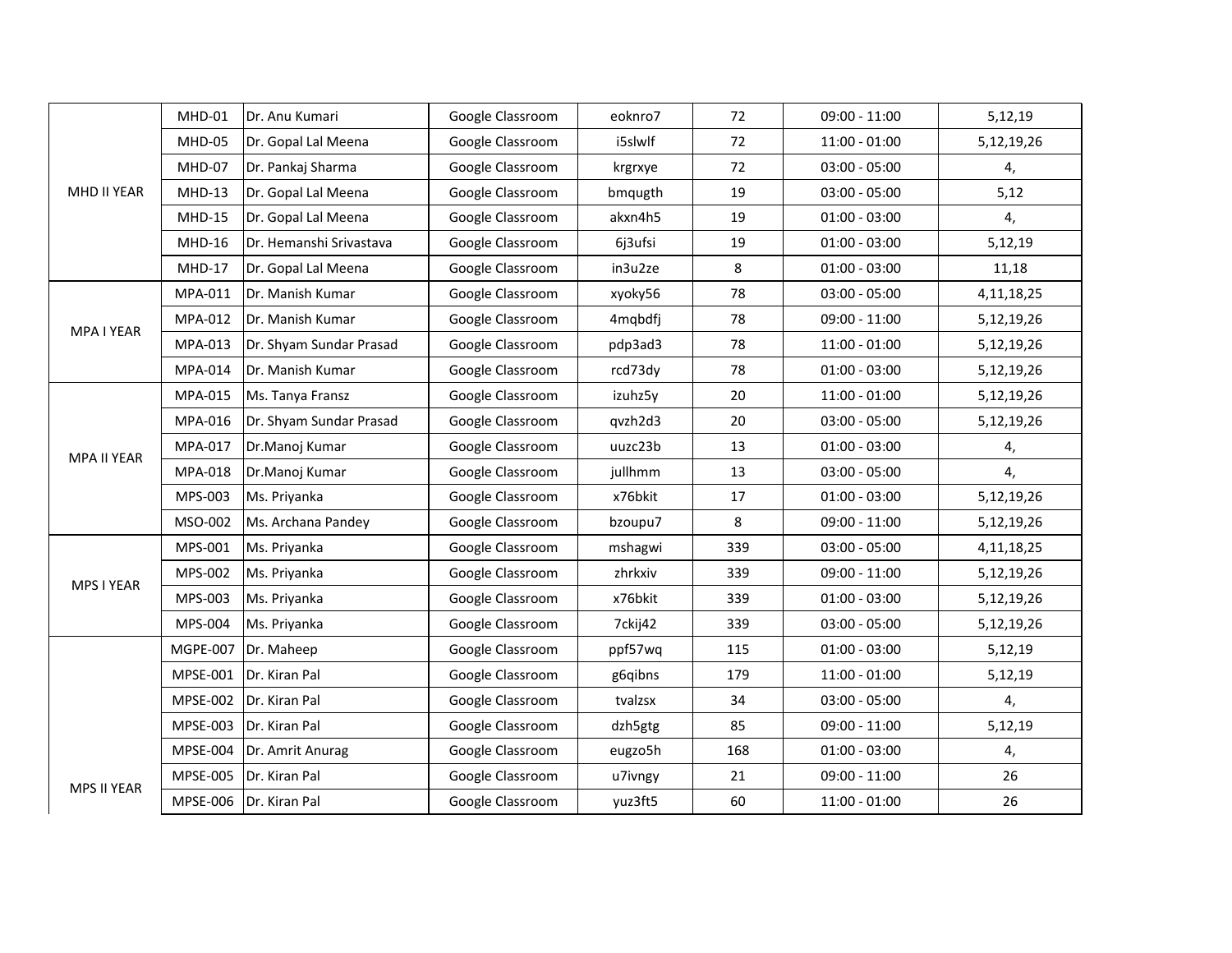| | | | | | | | |
|---|---|---|---|---|---|---|---|
| MHD II YEAR | MHD-01 | Dr. Anu Kumari | Google Classroom | eoknro7 | 72 | 09:00 - 11:00 | 5,12,19 |
| | MHD-05 | Dr. Gopal Lal Meena | Google Classroom | i5slwlf | 72 | 11:00 - 01:00 | 5,12,19,26 |
| | MHD-07 | Dr. Pankaj Sharma | Google Classroom | krgrxye | 72 | 03:00 - 05:00 | 4, |
| | MHD-13 | Dr. Gopal Lal Meena | Google Classroom | bmqugth | 19 | 03:00 - 05:00 | 5,12 |
| | MHD-15 | Dr. Gopal Lal Meena | Google Classroom | akxn4h5 | 19 | 01:00 - 03:00 | 4, |
| | MHD-16 | Dr. Hemanshi Srivastava | Google Classroom | 6j3ufsi | 19 | 01:00 - 03:00 | 5,12,19 |
| | MHD-17 | Dr. Gopal Lal Meena | Google Classroom | in3u2ze | 8 | 01:00 - 03:00 | 11,18 |
| MPA I YEAR | MPA-011 | Dr. Manish Kumar | Google Classroom | xyoky56 | 78 | 03:00 - 05:00 | 4,11,18,25 |
| | MPA-012 | Dr. Manish Kumar | Google Classroom | 4mqbdfj | 78 | 09:00 - 11:00 | 5,12,19,26 |
| | MPA-013 | Dr. Shyam Sundar Prasad | Google Classroom | pdp3ad3 | 78 | 11:00 - 01:00 | 5,12,19,26 |
| | MPA-014 | Dr. Manish Kumar | Google Classroom | rcd73dy | 78 | 01:00 - 03:00 | 5,12,19,26 |
| MPA II YEAR | MPA-015 | Ms. Tanya Fransz | Google Classroom | izuhz5y | 20 | 11:00 - 01:00 | 5,12,19,26 |
| | MPA-016 | Dr. Shyam Sundar Prasad | Google Classroom | qvzh2d3 | 20 | 03:00 - 05:00 | 5,12,19,26 |
| | MPA-017 | Dr.Manoj Kumar | Google Classroom | uuzc23b | 13 | 01:00 - 03:00 | 4, |
| | MPA-018 | Dr.Manoj Kumar | Google Classroom | jullhmm | 13 | 03:00 - 05:00 | 4, |
| | MPS-003 | Ms. Priyanka | Google Classroom | x76bkit | 17 | 01:00 - 03:00 | 5,12,19,26 |
| | MSO-002 | Ms. Archana Pandey | Google Classroom | bzoupu7 | 8 | 09:00 - 11:00 | 5,12,19,26 |
| MPS I YEAR | MPS-001 | Ms. Priyanka | Google Classroom | mshagwi | 339 | 03:00 - 05:00 | 4,11,18,25 |
| | MPS-002 | Ms. Priyanka | Google Classroom | zhrkxiv | 339 | 09:00 - 11:00 | 5,12,19,26 |
| | MPS-003 | Ms. Priyanka | Google Classroom | x76bkit | 339 | 01:00 - 03:00 | 5,12,19,26 |
| | MPS-004 | Ms. Priyanka | Google Classroom | 7ckij42 | 339 | 03:00 - 05:00 | 5,12,19,26 |
| MPS II YEAR | MGPE-007 | Dr. Maheep | Google Classroom | ppf57wq | 115 | 01:00 - 03:00 | 5,12,19 |
| | MPSE-001 | Dr. Kiran Pal | Google Classroom | g6qibns | 179 | 11:00 - 01:00 | 5,12,19 |
| | MPSE-002 | Dr. Kiran Pal | Google Classroom | tvalzsx | 34 | 03:00 - 05:00 | 4, |
| | MPSE-003 | Dr. Kiran Pal | Google Classroom | dzh5gtg | 85 | 09:00 - 11:00 | 5,12,19 |
| | MPSE-004 | Dr. Amrit Anurag | Google Classroom | eugzo5h | 168 | 01:00 - 03:00 | 4, |
| | MPSE-005 | Dr. Kiran Pal | Google Classroom | u7ivngy | 21 | 09:00 - 11:00 | 26 |
| | MPSE-006 | Dr. Kiran Pal | Google Classroom | yuz3ft5 | 60 | 11:00 - 01:00 | 26 |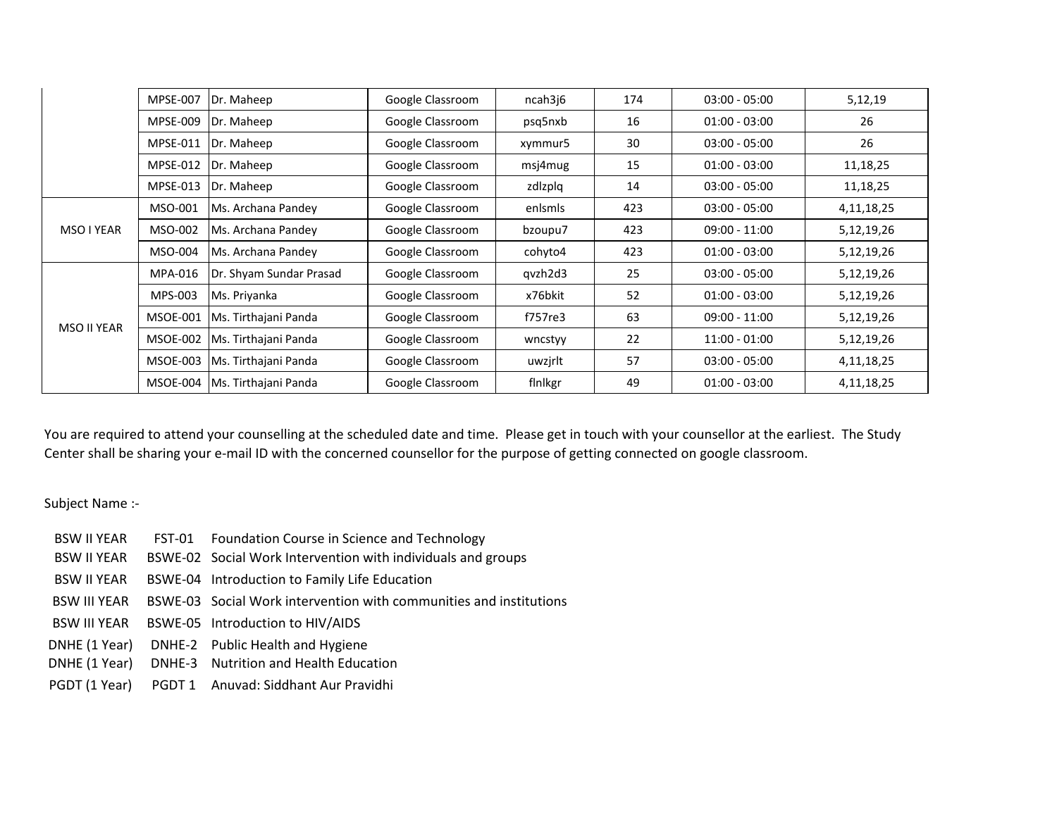| | | | | | | | |
|---|---|---|---|---|---|---|---|
| | MPSE-007 | Dr. Maheep | Google Classroom | ncah3j6 | 174 | 03:00 - 05:00 | 5,12,19 |
| | MPSE-009 | Dr. Maheep | Google Classroom | psq5nxb | 16 | 01:00 - 03:00 | 26 |
| | MPSE-011 | Dr. Maheep | Google Classroom | xymmur5 | 30 | 03:00 - 05:00 | 26 |
| | MPSE-012 | Dr. Maheep | Google Classroom | msj4mug | 15 | 01:00 - 03:00 | 11,18,25 |
| | MPSE-013 | Dr. Maheep | Google Classroom | zdlzplq | 14 | 03:00 - 05:00 | 11,18,25 |
| MSO I YEAR | MSO-001 | Ms. Archana Pandey | Google Classroom | enlsmls | 423 | 03:00 - 05:00 | 4,11,18,25 |
| | MSO-002 | Ms. Archana Pandey | Google Classroom | bzoupu7 | 423 | 09:00 - 11:00 | 5,12,19,26 |
| | MSO-004 | Ms. Archana Pandey | Google Classroom | cohyto4 | 423 | 01:00 - 03:00 | 5,12,19,26 |
| MSO II YEAR | MPA-016 | Dr. Shyam Sundar Prasad | Google Classroom | qvzh2d3 | 25 | 03:00 - 05:00 | 5,12,19,26 |
| | MPS-003 | Ms. Priyanka | Google Classroom | x76bkit | 52 | 01:00 - 03:00 | 5,12,19,26 |
| | MSOE-001 | Ms. Tirthajani Panda | Google Classroom | f757re3 | 63 | 09:00 - 11:00 | 5,12,19,26 |
| | MSOE-002 | Ms. Tirthajani Panda | Google Classroom | wncstyy | 22 | 11:00 - 01:00 | 5,12,19,26 |
| | MSOE-003 | Ms. Tirthajani Panda | Google Classroom | uwzjrlt | 57 | 03:00 - 05:00 | 4,11,18,25 |
| | MSOE-004 | Ms. Tirthajani Panda | Google Classroom | flnlkgr | 49 | 01:00 - 03:00 | 4,11,18,25 |

You are required to attend your counselling at the scheduled date and time. Please get in touch with your counsellor at the earliest. The Study Center shall be sharing your e-mail ID with the concerned counsellor for the purpose of getting connected on google classroom.

Subject Name :-

| | | |
|---|---|---|
| BSW II YEAR | FST-01 | Foundation Course in Science and Technology |
| BSW II YEAR | BSWE-02 | Social Work Intervention with individuals and groups |
| BSW II YEAR | BSWE-04 | Introduction to Family Life Education |
| BSW III YEAR | BSWE-03 | Social Work intervention with communities and institutions |
| BSW III YEAR | BSWE-05 | Introduction to HIV/AIDS |
| DNHE (1 Year) | DNHE-2 | Public Health and Hygiene |
| DNHE (1 Year) | DNHE-3 | Nutrition and Health Education |
| PGDT (1 Year) | PGDT 1 | Anuvad: Siddhant Aur Pravidhi |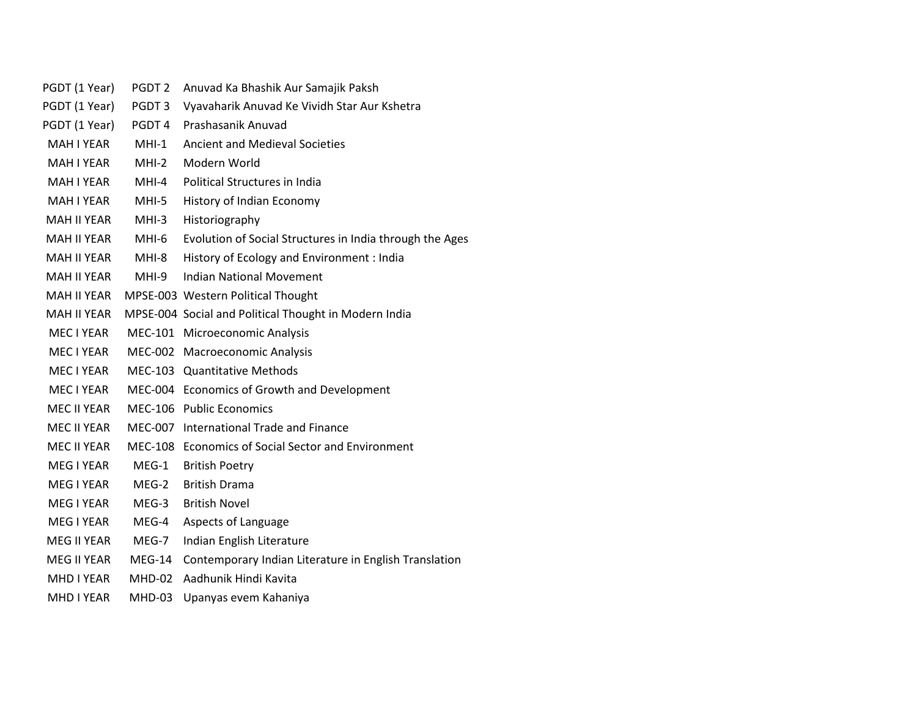| | | |
|---|---|---|
| PGDT (1 Year) | PGDT 2 | Anuvad Ka Bhashik Aur Samajik Paksh |
| PGDT (1 Year) | PGDT 3 | Vyavaharik Anuvad Ke Vividh Star Aur Kshetra |
| PGDT (1 Year) | PGDT 4 | Prashasanik Anuvad |
| MAH I YEAR | MHI-1 | Ancient and Medieval Societies |
| MAH I YEAR | MHI-2 | Modern World |
| MAH I YEAR | MHI-4 | Political Structures in India |
| MAH I YEAR | MHI-5 | History of Indian Economy |
| MAH II YEAR | MHI-3 | Historiography |
| MAH II YEAR | MHI-6 | Evolution of Social Structures in India through the Ages |
| MAH II YEAR | MHI-8 | History of Ecology and Environment : India |
| MAH II YEAR | MHI-9 | Indian National Movement |
| MAH II YEAR | MPSE-003 | Western Political Thought |
| MAH II YEAR | MPSE-004 | Social and Political Thought in Modern India |
| MEC I YEAR | MEC-101 | Microeconomic Analysis |
| MEC I YEAR | MEC-002 | Macroeconomic Analysis |
| MEC I YEAR | MEC-103 | Quantitative Methods |
| MEC I YEAR | MEC-004 | Economics of Growth and Development |
| MEC II YEAR | MEC-106 | Public Economics |
| MEC II YEAR | MEC-007 | International Trade and Finance |
| MEC II YEAR | MEC-108 | Economics of Social Sector and Environment |
| MEG I YEAR | MEG-1 | British Poetry |
| MEG I YEAR | MEG-2 | British Drama |
| MEG I YEAR | MEG-3 | British Novel |
| MEG I YEAR | MEG-4 | Aspects of Language |
| MEG II YEAR | MEG-7 | Indian English Literature |
| MEG II YEAR | MEG-14 | Contemporary Indian Literature in English Translation |
| MHD I YEAR | MHD-02 | Aadhunik Hindi Kavita |
| MHD I YEAR | MHD-03 | Upanyas evem Kahaniya |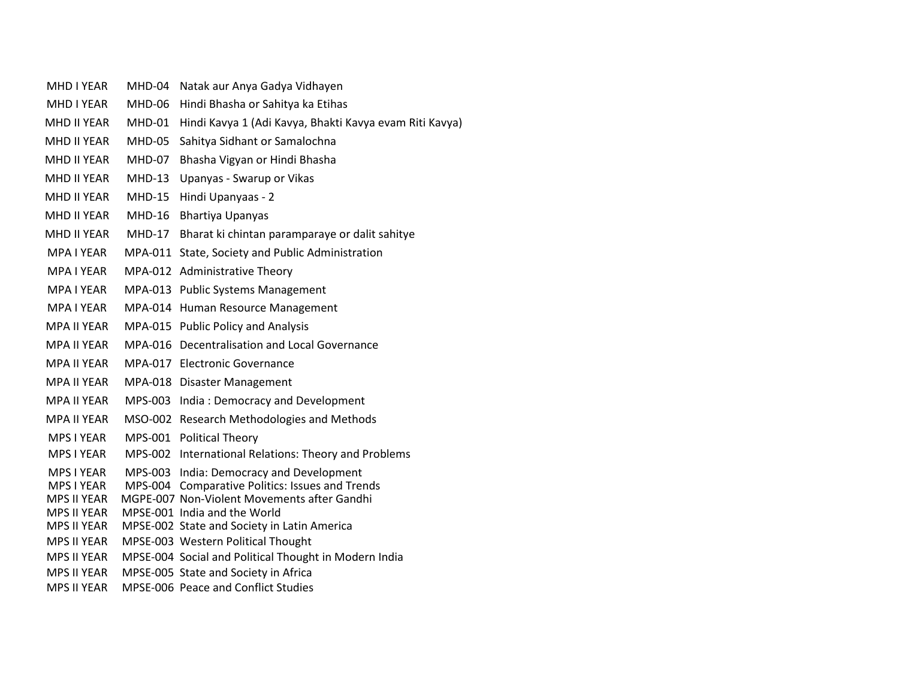| | | |
|---|---|---|
| MHD I YEAR | MHD-04 | Natak aur Anya Gadya Vidhayen |
| MHD I YEAR | MHD-06 | Hindi Bhasha or Sahitya ka Etihas |
| MHD II YEAR | MHD-01 | Hindi Kavya 1 (Adi Kavya, Bhakti Kavya evam Riti Kavya) |
| MHD II YEAR | MHD-05 | Sahitya Sidhant or Samalochna |
| MHD II YEAR | MHD-07 | Bhasha Vigyan or Hindi Bhasha |
| MHD II YEAR | MHD-13 | Upanyas - Swarup or Vikas |
| MHD II YEAR | MHD-15 | Hindi Upanyaas - 2 |
| MHD II YEAR | MHD-16 | Bhartiya Upanyas |
| MHD II YEAR | MHD-17 | Bharat ki chintan paramparaye or dalit sahitye |
| MPA I YEAR | MPA-011 | State, Society and Public Administration |
| MPA I YEAR | MPA-012 | Administrative Theory |
| MPA I YEAR | MPA-013 | Public Systems Management |
| MPA I YEAR | MPA-014 | Human Resource Management |
| MPA II YEAR | MPA-015 | Public Policy and Analysis |
| MPA II YEAR | MPA-016 | Decentralisation and Local Governance |
| MPA II YEAR | MPA-017 | Electronic Governance |
| MPA II YEAR | MPA-018 | Disaster Management |
| MPA II YEAR | MPS-003 | India : Democracy and Development |
| MPA II YEAR | MSO-002 | Research Methodologies and Methods |
| MPS I YEAR | MPS-001 | Political Theory |
| MPS I YEAR | MPS-002 | International Relations: Theory and Problems |
| MPS I YEAR | MPS-003 | India: Democracy and Development |
| MPS I YEAR | MPS-004 | Comparative Politics: Issues and Trends |
| MPS II YEAR | MGPE-007 | Non-Violent Movements after Gandhi |
| MPS II YEAR | MPSE-001 | India and the World |
| MPS II YEAR | MPSE-002 | State and Society in Latin America |
| MPS II YEAR | MPSE-003 | Western Political Thought |
| MPS II YEAR | MPSE-004 | Social and Political Thought in Modern India |
| MPS II YEAR | MPSE-005 | State and Society in Africa |
| MPS II YEAR | MPSE-006 | Peace and Conflict Studies |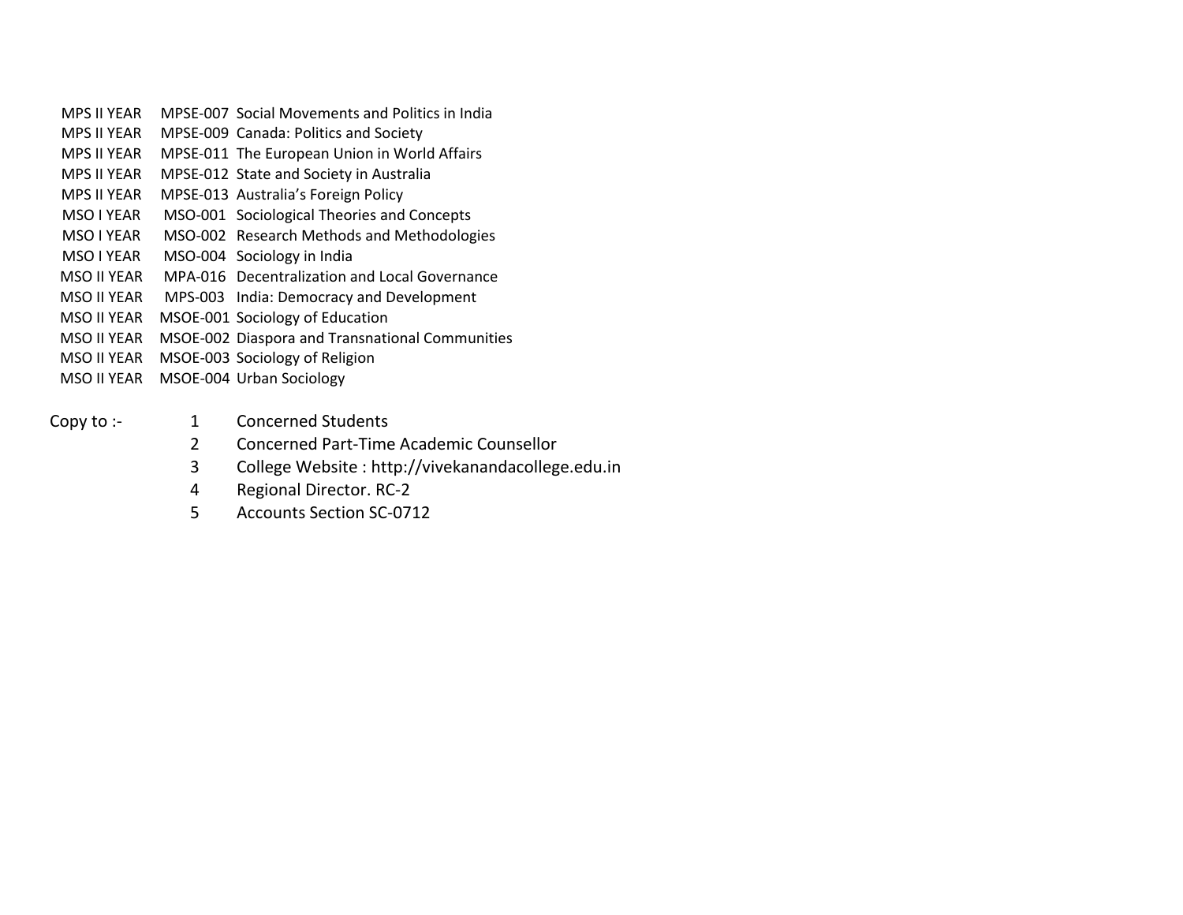| | | |
|---|---|---|
| MPS II YEAR | MPSE-007 | Social Movements and Politics in India |
| MPS II YEAR | MPSE-009 | Canada: Politics and Society |
| MPS II YEAR | MPSE-011 | The European Union in World Affairs |
| MPS II YEAR | MPSE-012 | State and Society in Australia |
| MPS II YEAR | MPSE-013 | Australia’s Foreign Policy |
| MSO I YEAR | MSO-001 | Sociological Theories and Concepts |
| MSO I YEAR | MSO-002 | Research Methods and Methodologies |
| MSO I YEAR | MSO-004 | Sociology in India |
| MSO II YEAR | MPA-016 | Decentralization and Local Governance |
| MSO II YEAR | MPS-003 | India: Democracy and Development |
| MSO II YEAR | MSOE-001 | Sociology of Education |
| MSO II YEAR | MSOE-002 | Diaspora and Transnational Communities |
| MSO II YEAR | MSOE-003 | Sociology of Religion |
| MSO II YEAR | MSOE-004 | Urban Sociology |

Copy to :-

1. Concerned Students
2. Concerned Part-Time Academic Counsellor
3. College Website : http://vivekanandacollege.edu.in
4. Regional Director. RC-2
5. Accounts Section SC-0712